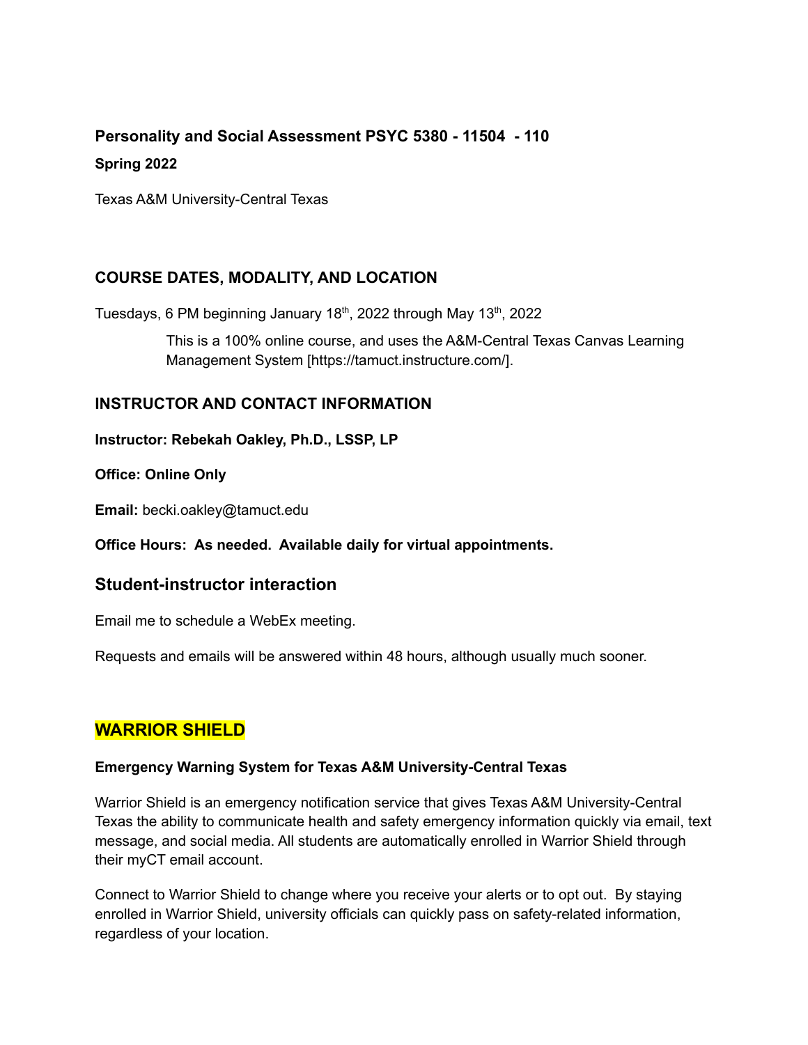**Personality and Social Assessment PSYC 5380 - 11504 - 110**

**Spring 2022**

Texas A&M University-Central Texas

## COURSE DATES, MODALITY, AND LOCATION

Tuesdays, 6 PM beginning January 18th, 2022 through May 13th, 2022

This is a 100% online course, and uses the A&M-Central Texas Canvas Learning Management System [https://tamuct.instructure.com/].

## INSTRUCTOR AND CONTACT INFORMATION

**Instructor: Rebekah Oakley, Ph.D., LSSP, LP**

**Office: Online Only**

**Email:** becki.oakley@tamuct.edu

**Office Hours: As needed. Available daily for virtual appointments.**

## Student-instructor interaction

Email me to schedule a WebEx meeting.

Requests and emails will be answered within 48 hours, although usually much sooner.

## WARRIOR SHIELD

**Emergency Warning System for Texas A&M University-Central Texas**

Warrior Shield is an emergency notification service that gives Texas A&M University-Central Texas the ability to communicate health and safety emergency information quickly via email, text message, and social media. All students are automatically enrolled in Warrior Shield through their myCT email account.

Connect to Warrior Shield to change where you receive your alerts or to opt out. By staying enrolled in Warrior Shield, university officials can quickly pass on safety-related information, regardless of your location.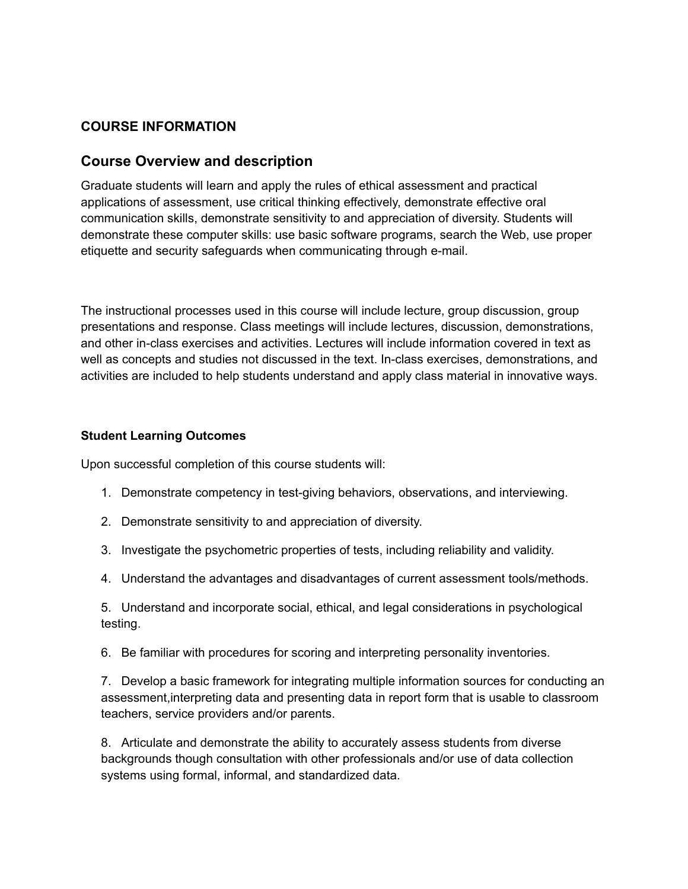**COURSE INFORMATION**

## Course Overview and description

Graduate students will learn and apply the rules of ethical assessment and practical applications of assessment, use critical thinking effectively, demonstrate effective oral communication skills, demonstrate sensitivity to and appreciation of diversity. Students will demonstrate these computer skills: use basic software programs, search the Web, use proper etiquette and security safeguards when communicating through e-mail.

The instructional processes used in this course will include lecture, group discussion, group presentations and response. Class meetings will include lectures, discussion, demonstrations, and other in-class exercises and activities. Lectures will include information covered in text as well as concepts and studies not discussed in the text. In-class exercises, demonstrations, and activities are included to help students understand and apply class material in innovative ways.

**Student Learning Outcomes**

Upon successful completion of this course students will:

1. Demonstrate competency in test-giving behaviors, observations, and interviewing.
2. Demonstrate sensitivity to and appreciation of diversity.
3. Investigate the psychometric properties of tests, including reliability and validity.
4. Understand the advantages and disadvantages of current assessment tools/methods.
5. Understand and incorporate social, ethical, and legal considerations in psychological testing.
6. Be familiar with procedures for scoring and interpreting personality inventories.
7. Develop a basic framework for integrating multiple information sources for conducting an assessment,interpreting data and presenting data in report form that is usable to classroom teachers, service providers and/or parents.
8. Articulate and demonstrate the ability to accurately assess students from diverse backgrounds though consultation with other professionals and/or use of data collection systems using formal, informal, and standardized data.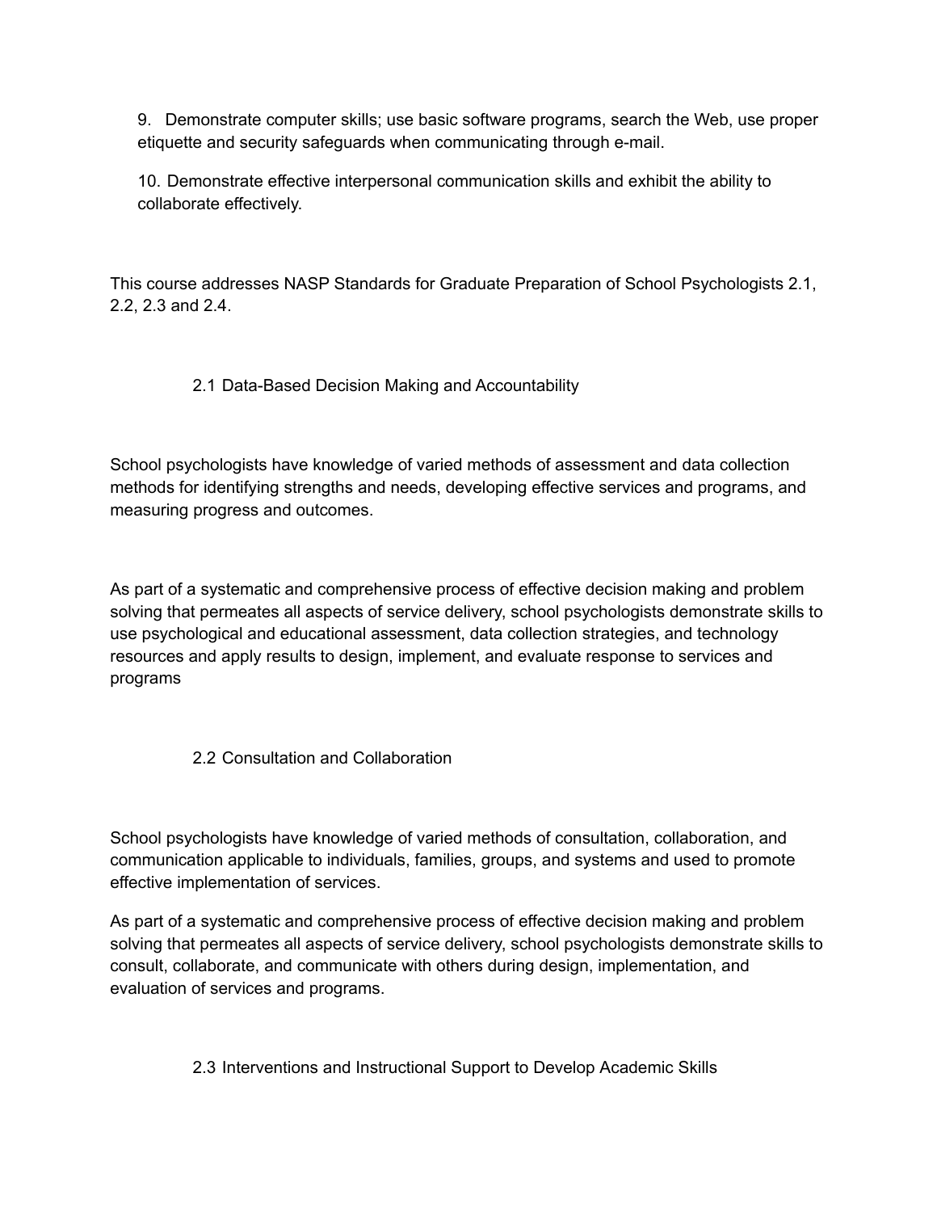9. Demonstrate computer skills; use basic software programs, search the Web, use proper etiquette and security safeguards when communicating through e-mail.

10. Demonstrate effective interpersonal communication skills and exhibit the ability to collaborate effectively.

This course addresses NASP Standards for Graduate Preparation of School Psychologists 2.1, 2.2, 2.3 and 2.4.

### 2.1 Data-Based Decision Making and Accountability

School psychologists have knowledge of varied methods of assessment and data collection methods for identifying strengths and needs, developing effective services and programs, and measuring progress and outcomes.

As part of a systematic and comprehensive process of effective decision making and problem solving that permeates all aspects of service delivery, school psychologists demonstrate skills to use psychological and educational assessment, data collection strategies, and technology resources and apply results to design, implement, and evaluate response to services and programs

### 2.2 Consultation and Collaboration

School psychologists have knowledge of varied methods of consultation, collaboration, and communication applicable to individuals, families, groups, and systems and used to promote effective implementation of services.

As part of a systematic and comprehensive process of effective decision making and problem solving that permeates all aspects of service delivery, school psychologists demonstrate skills to consult, collaborate, and communicate with others during design, implementation, and evaluation of services and programs.

### 2.3 Interventions and Instructional Support to Develop Academic Skills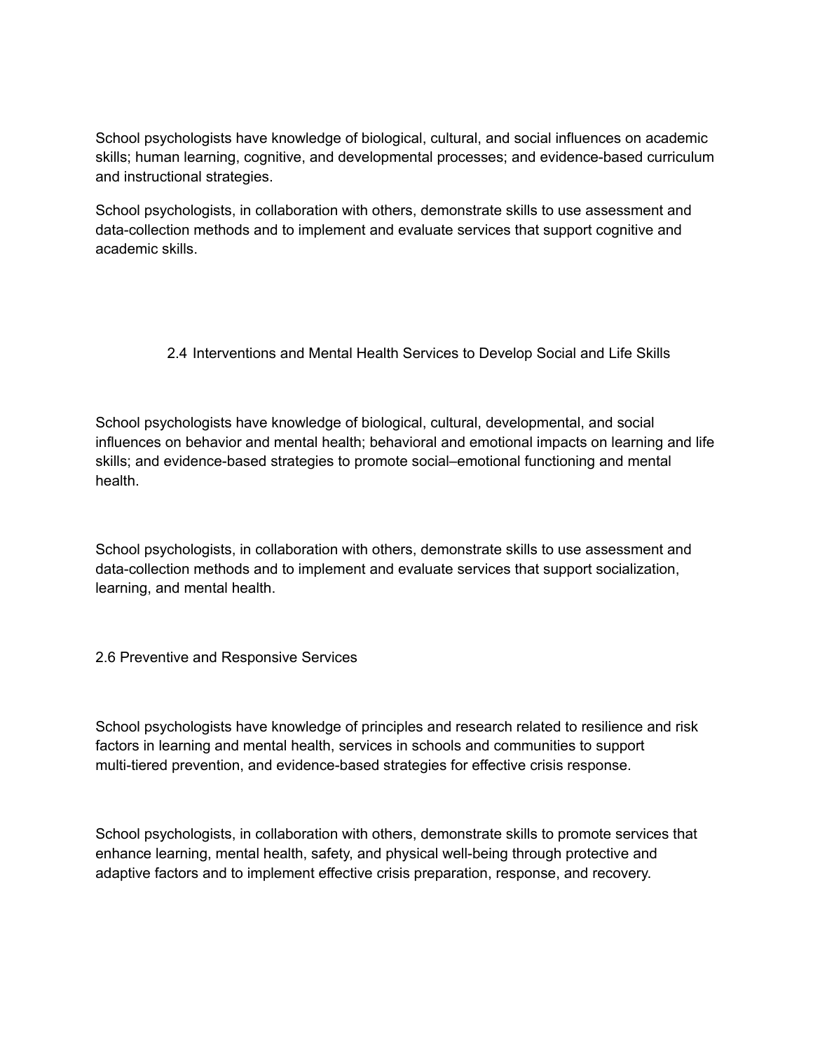School psychologists have knowledge of biological, cultural, and social influences on academic skills; human learning, cognitive, and developmental processes; and evidence-based curriculum and instructional strategies.

School psychologists, in collaboration with others, demonstrate skills to use assessment and data-collection methods and to implement and evaluate services that support cognitive and academic skills.

## 2.4 Interventions and Mental Health Services to Develop Social and Life Skills

School psychologists have knowledge of biological, cultural, developmental, and social influences on behavior and mental health; behavioral and emotional impacts on learning and life skills; and evidence-based strategies to promote social–emotional functioning and mental health.

School psychologists, in collaboration with others, demonstrate skills to use assessment and data-collection methods and to implement and evaluate services that support socialization, learning, and mental health.

## 2.6 Preventive and Responsive Services

School psychologists have knowledge of principles and research related to resilience and risk factors in learning and mental health, services in schools and communities to support multi-tiered prevention, and evidence-based strategies for effective crisis response.

School psychologists, in collaboration with others, demonstrate skills to promote services that enhance learning, mental health, safety, and physical well-being through protective and adaptive factors and to implement effective crisis preparation, response, and recovery.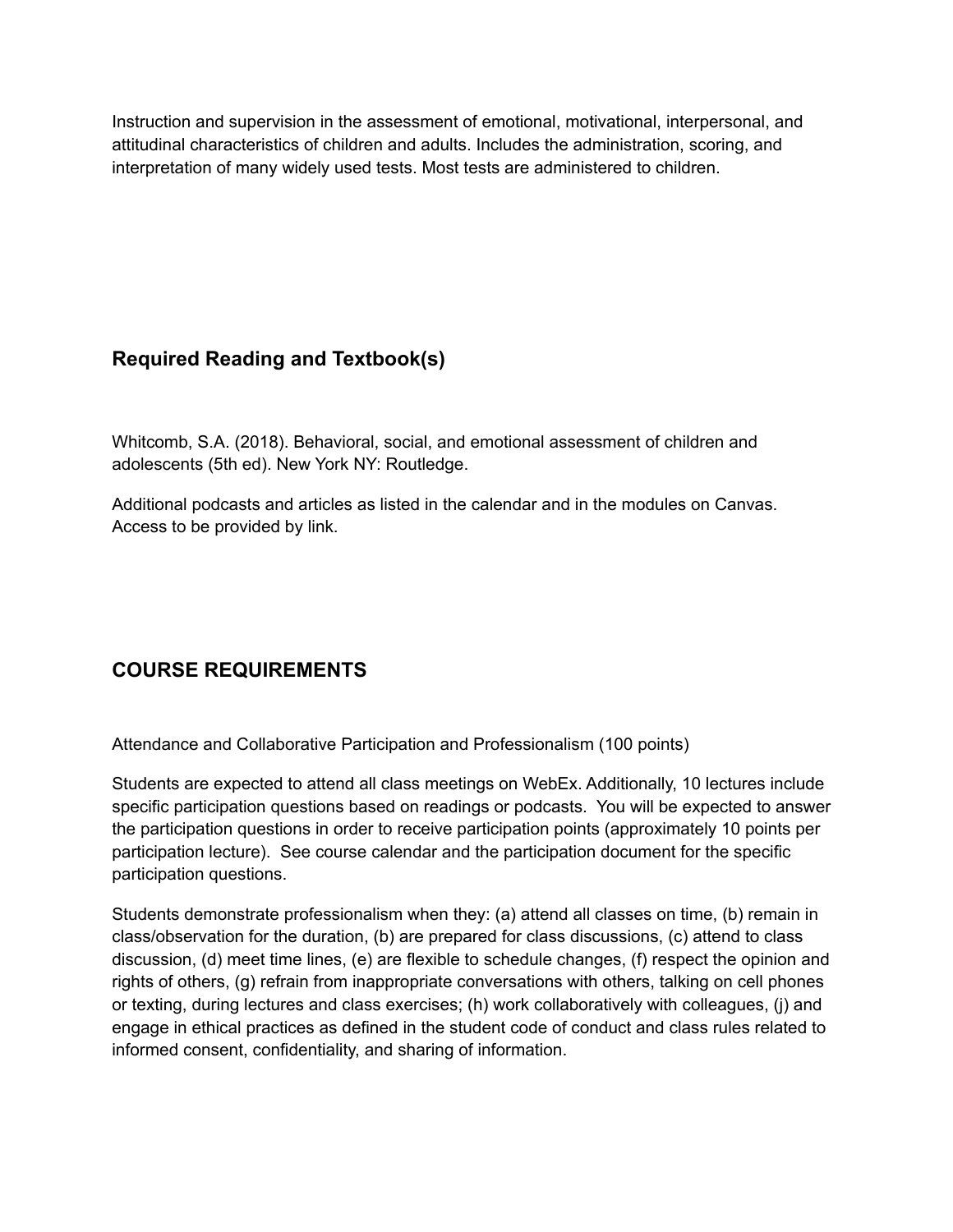Instruction and supervision in the assessment of emotional, motivational, interpersonal, and attitudinal characteristics of children and adults. Includes the administration, scoring, and interpretation of many widely used tests. Most tests are administered to children.

## Required Reading and Textbook(s)

Whitcomb, S.A. (2018). Behavioral, social, and emotional assessment of children and adolescents (5th ed). New York NY: Routledge.

Additional podcasts and articles as listed in the calendar and in the modules on Canvas. Access to be provided by link.

## COURSE REQUIREMENTS

Attendance and Collaborative Participation and Professionalism (100 points)

Students are expected to attend all class meetings on WebEx. Additionally, 10 lectures include specific participation questions based on readings or podcasts. You will be expected to answer the participation questions in order to receive participation points (approximately 10 points per participation lecture). See course calendar and the participation document for the specific participation questions.

Students demonstrate professionalism when they: (a) attend all classes on time, (b) remain in class/observation for the duration, (b) are prepared for class discussions, (c) attend to class discussion, (d) meet time lines, (e) are flexible to schedule changes, (f) respect the opinion and rights of others, (g) refrain from inappropriate conversations with others, talking on cell phones or texting, during lectures and class exercises; (h) work collaboratively with colleagues, (j) and engage in ethical practices as defined in the student code of conduct and class rules related to informed consent, confidentiality, and sharing of information.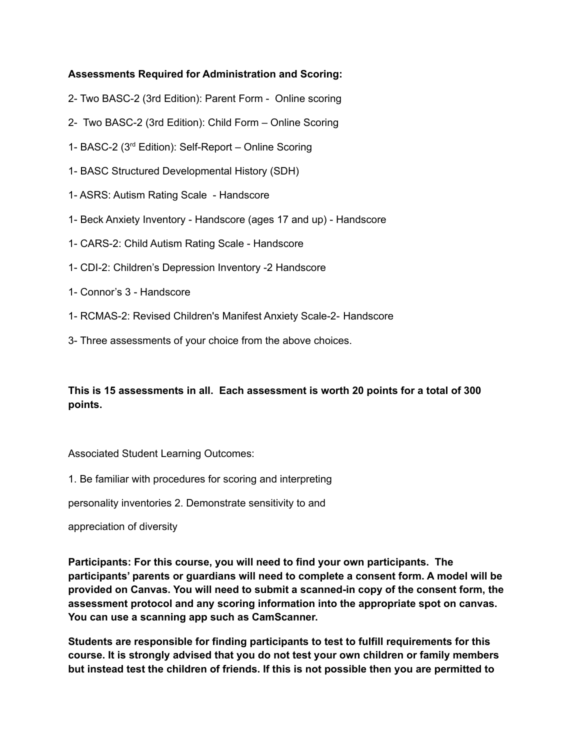**Assessments Required for Administration and Scoring:**

2- Two BASC-2 (3rd Edition): Parent Form - Online scoring

2- Two BASC-2 (3rd Edition): Child Form – Online Scoring

1- BASC-2 (3rd Edition): Self-Report – Online Scoring

1- BASC Structured Developmental History (SDH)

1- ASRS: Autism Rating Scale - Handscore

1- Beck Anxiety Inventory - Handscore (ages 17 and up) - Handscore

1- CARS-2: Child Autism Rating Scale - Handscore

1- CDI-2: Children's Depression Inventory -2 Handscore

1- Connor's 3 - Handscore

1- RCMAS-2: Revised Children's Manifest Anxiety Scale-2- Handscore

3- Three assessments of your choice from the above choices.

**This is 15 assessments in all. Each assessment is worth 20 points for a total of 300 points.**

Associated Student Learning Outcomes:

1. Be familiar with procedures for scoring and interpreting personality inventories 2. Demonstrate sensitivity to and appreciation of diversity

**Participants: For this course, you will need to find your own participants. The participants' parents or guardians will need to complete a consent form. A model will be provided on Canvas. You will need to submit a scanned-in copy of the consent form, the assessment protocol and any scoring information into the appropriate spot on canvas. You can use a scanning app such as CamScanner.**

**Students are responsible for finding participants to test to fulfill requirements for this course. It is strongly advised that you do not test your own children or family members but instead test the children of friends. If this is not possible then you are permitted to**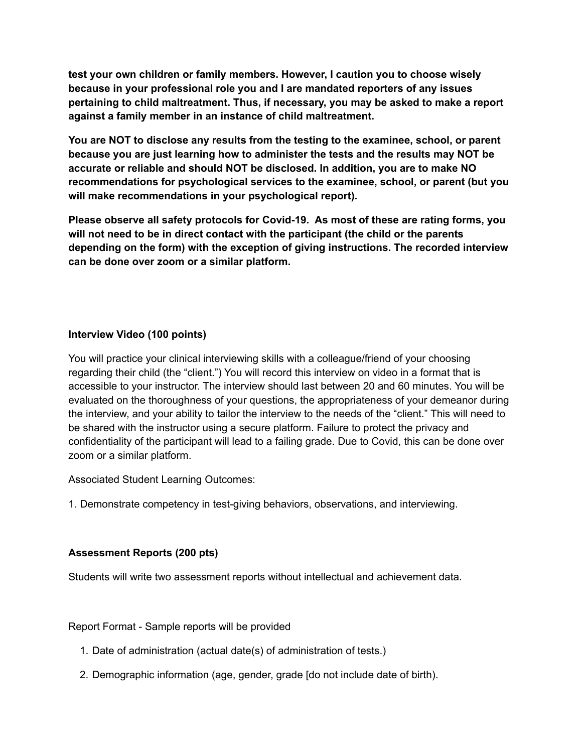**test your own children or family members. However, I caution you to choose wisely because in your professional role you and I are mandated reporters of any issues pertaining to child maltreatment. Thus, if necessary, you may be asked to make a report against a family member in an instance of child maltreatment.**

**You are NOT to disclose any results from the testing to the examinee, school, or parent because you are just learning how to administer the tests and the results may NOT be accurate or reliable and should NOT be disclosed. In addition, you are to make NO recommendations for psychological services to the examinee, school, or parent (but you will make recommendations in your psychological report).**

**Please observe all safety protocols for Covid-19. As most of these are rating forms, you will not need to be in direct contact with the participant (the child or the parents depending on the form) with the exception of giving instructions. The recorded interview can be done over zoom or a similar platform.**

**Interview Video (100 points)**

You will practice your clinical interviewing skills with a colleague/friend of your choosing regarding their child (the "client.") You will record this interview on video in a format that is accessible to your instructor. The interview should last between 20 and 60 minutes. You will be evaluated on the thoroughness of your questions, the appropriateness of your demeanor during the interview, and your ability to tailor the interview to the needs of the "client." This will need to be shared with the instructor using a secure platform. Failure to protect the privacy and confidentiality of the participant will lead to a failing grade. Due to Covid, this can be done over zoom or a similar platform.

Associated Student Learning Outcomes:

1. Demonstrate competency in test-giving behaviors, observations, and interviewing.

**Assessment Reports (200 pts)**

Students will write two assessment reports without intellectual and achievement data.

Report Format - Sample reports will be provided

1. Date of administration (actual date(s) of administration of tests.)
2. Demographic information (age, gender, grade [do not include date of birth).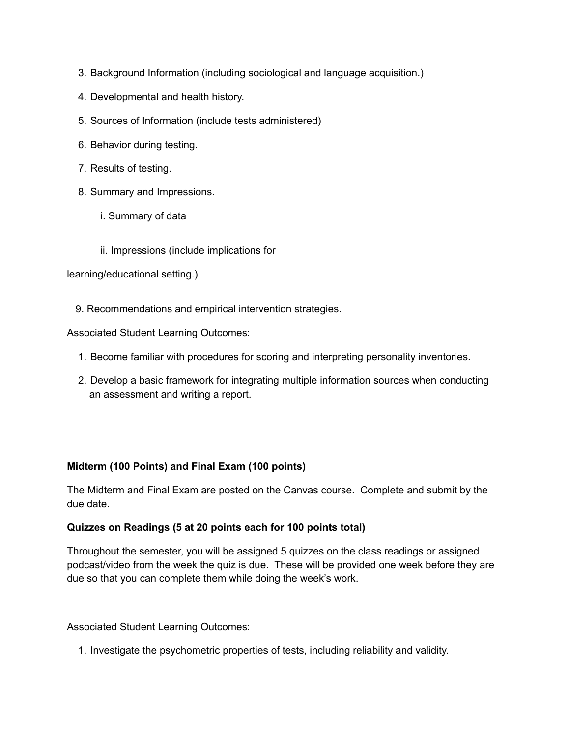3. Background Information (including sociological and language acquisition.)
4. Developmental and health history.
5. Sources of Information (include tests administered)
6. Behavior during testing.
7. Results of testing.
8. Summary and Impressions.
   i. Summary of data

   ii. Impressions (include implications for learning/educational setting.)

9. Recommendations and empirical intervention strategies.

Associated Student Learning Outcomes:

1. Become familiar with procedures for scoring and interpreting personality inventories.
2. Develop a basic framework for integrating multiple information sources when conducting an assessment and writing a report.

**Midterm (100 Points) and Final Exam (100 points)**

The Midterm and Final Exam are posted on the Canvas course. Complete and submit by the due date.

**Quizzes on Readings (5 at 20 points each for 100 points total)**

Throughout the semester, you will be assigned 5 quizzes on the class readings or assigned podcast/video from the week the quiz is due. These will be provided one week before they are due so that you can complete them while doing the week's work.

Associated Student Learning Outcomes:

1. Investigate the psychometric properties of tests, including reliability and validity.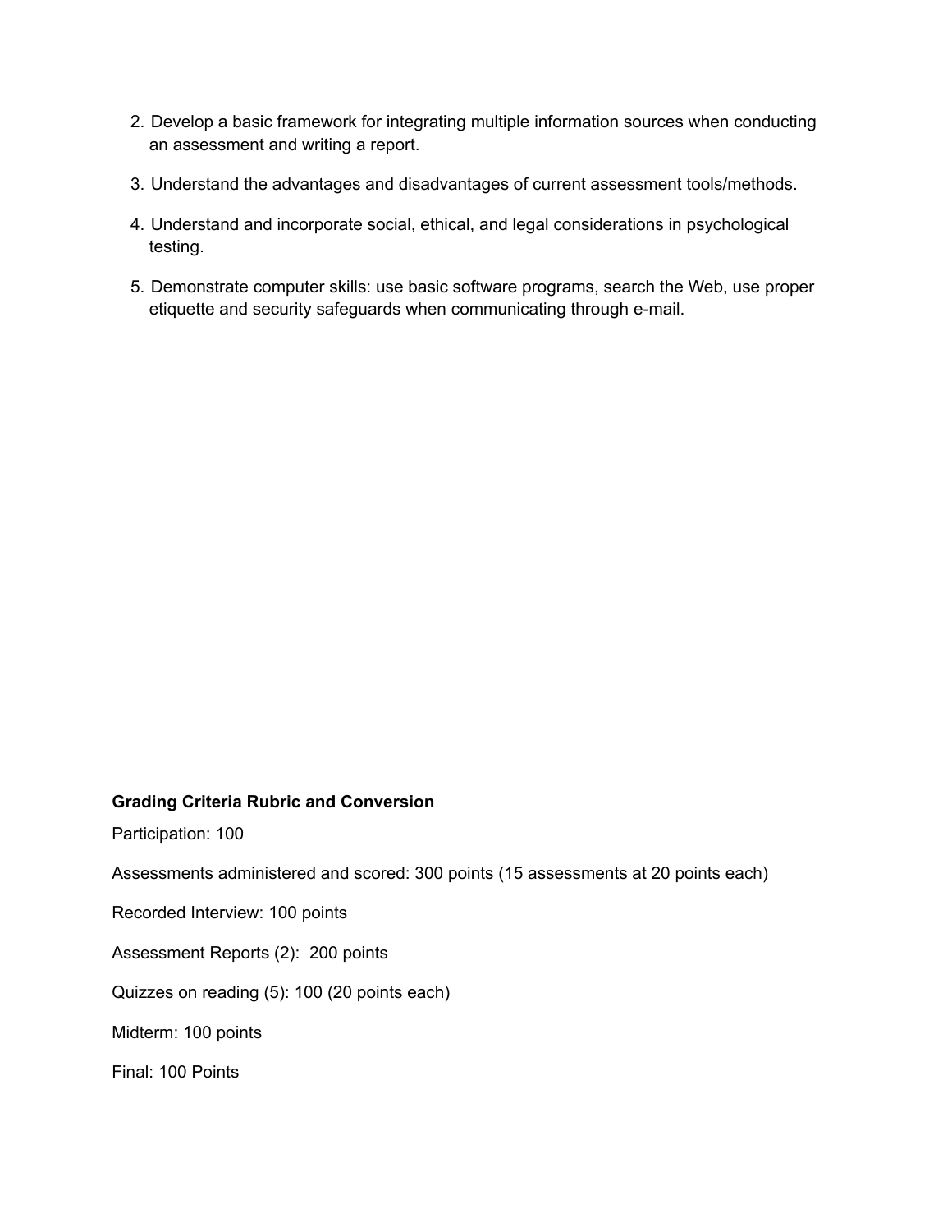2. Develop a basic framework for integrating multiple information sources when conducting an assessment and writing a report.

3. Understand the advantages and disadvantages of current assessment tools/methods.

4. Understand and incorporate social, ethical, and legal considerations in psychological testing.

5. Demonstrate computer skills: use basic software programs, search the Web, use proper etiquette and security safeguards when communicating through e-mail.

**Grading Criteria Rubric and Conversion**

Participation: 100

Assessments administered and scored: 300 points (15 assessments at 20 points each)

Recorded Interview: 100 points

Assessment Reports (2): 200 points

Quizzes on reading (5): 100 (20 points each)

Midterm: 100 points

Final: 100 Points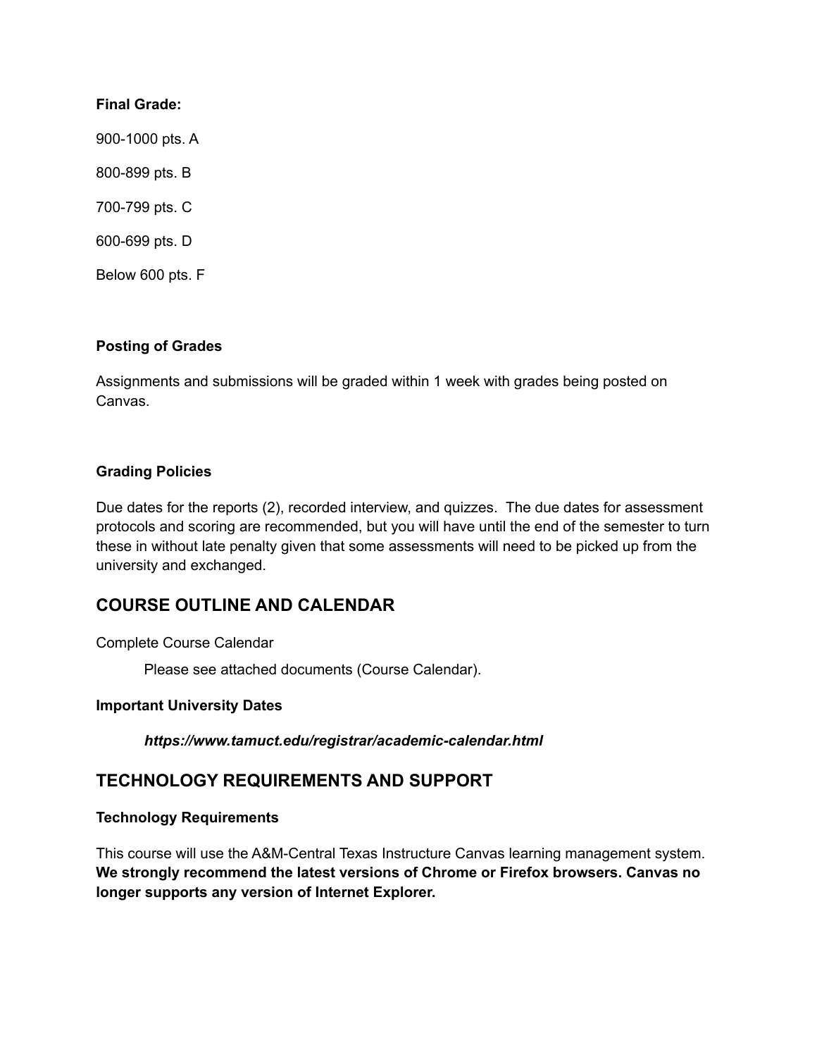**Final Grade:**

900-1000 pts. A

800-899 pts. B

700-799 pts. C

600-699 pts. D

Below 600 pts. F

**Posting of Grades**

Assignments and submissions will be graded within 1 week with grades being posted on Canvas.

**Grading Policies**

Due dates for the reports (2), recorded interview, and quizzes. The due dates for assessment protocols and scoring are recommended, but you will have until the end of the semester to turn these in without late penalty given that some assessments will need to be picked up from the university and exchanged.

## COURSE OUTLINE AND CALENDAR

Complete Course Calendar

Please see attached documents (Course Calendar).

**Important University Dates**

***https://www.tamuct.edu/registrar/academic-calendar.html***

## TECHNOLOGY REQUIREMENTS AND SUPPORT

**Technology Requirements**

This course will use the A&M-Central Texas Instructure Canvas learning management system. **We strongly recommend the latest versions of Chrome or Firefox browsers. Canvas no longer supports any version of Internet Explorer.**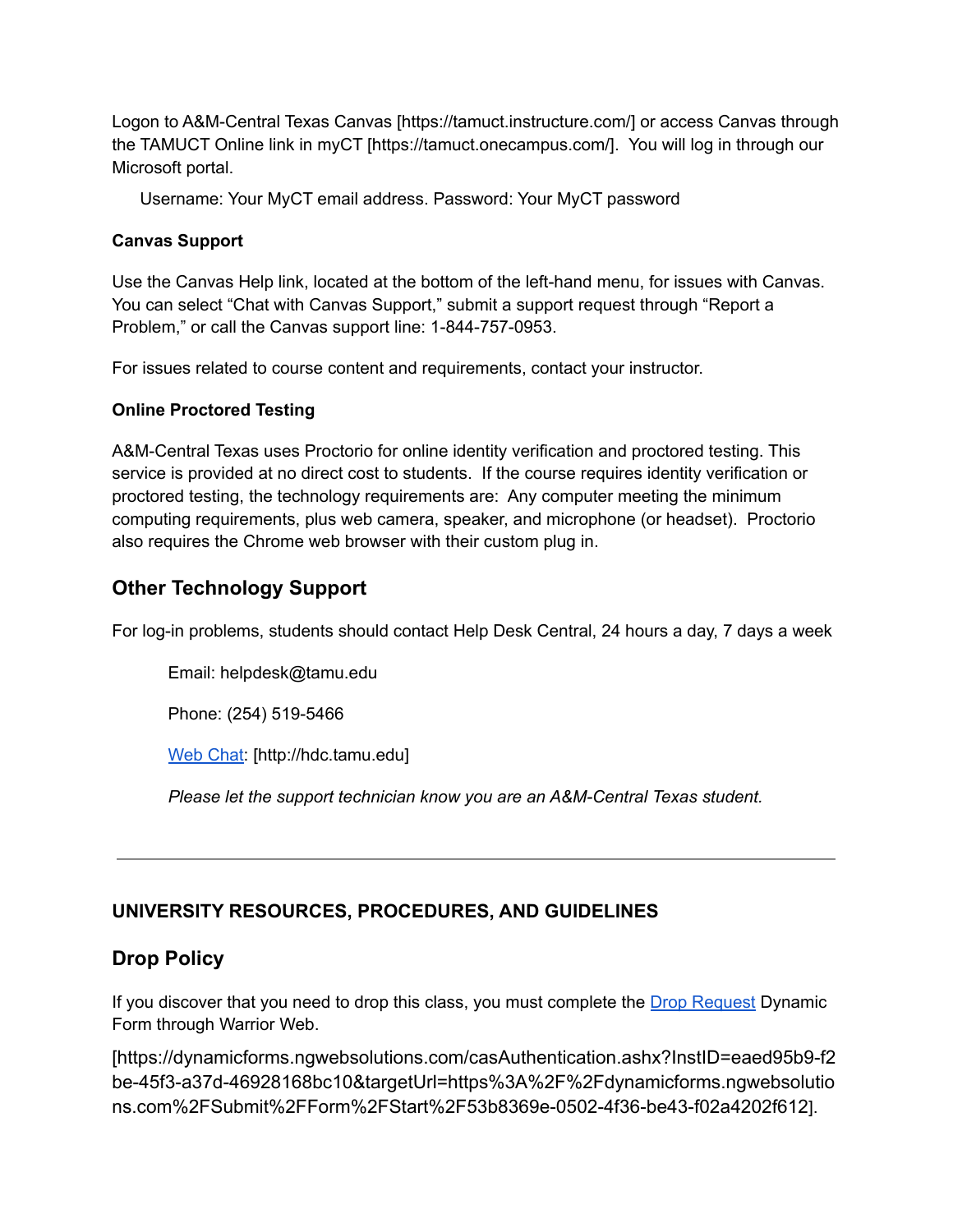Logon to A&M-Central Texas Canvas [https://tamuct.instructure.com/] or access Canvas through the TAMUCT Online link in myCT [https://tamuct.onecampus.com/]. You will log in through our Microsoft portal.

Username: Your MyCT email address. Password: Your MyCT password

**Canvas Support**

Use the Canvas Help link, located at the bottom of the left-hand menu, for issues with Canvas. You can select "Chat with Canvas Support," submit a support request through "Report a Problem," or call the Canvas support line: 1-844-757-0953.

For issues related to course content and requirements, contact your instructor.

**Online Proctored Testing**

A&M-Central Texas uses Proctorio for online identity verification and proctored testing. This service is provided at no direct cost to students. If the course requires identity verification or proctored testing, the technology requirements are: Any computer meeting the minimum computing requirements, plus web camera, speaker, and microphone (or headset). Proctorio also requires the Chrome web browser with their custom plug in.

## Other Technology Support

For log-in problems, students should contact Help Desk Central, 24 hours a day, 7 days a week

Email: helpdesk@tamu.edu

Phone: (254) 519-5466

Web Chat: [http://hdc.tamu.edu]

*Please let the support technician know you are an A&M-Central Texas student.*

---

**UNIVERSITY RESOURCES, PROCEDURES, AND GUIDELINES**

## Drop Policy

If you discover that you need to drop this class, you must complete the Drop Request Dynamic Form through Warrior Web.

[https://dynamicforms.ngwebsolutions.com/casAuthentication.ashx?InstID=eaed95b9-f2be-45f3-a37d-46928168bc10&targetUrl=https%3A%2F%2Fdynamicforms.ngwebsolutions.com%2FSubmit%2FForm%2FStart%2F53b8369e-0502-4f36-be43-f02a4202f612].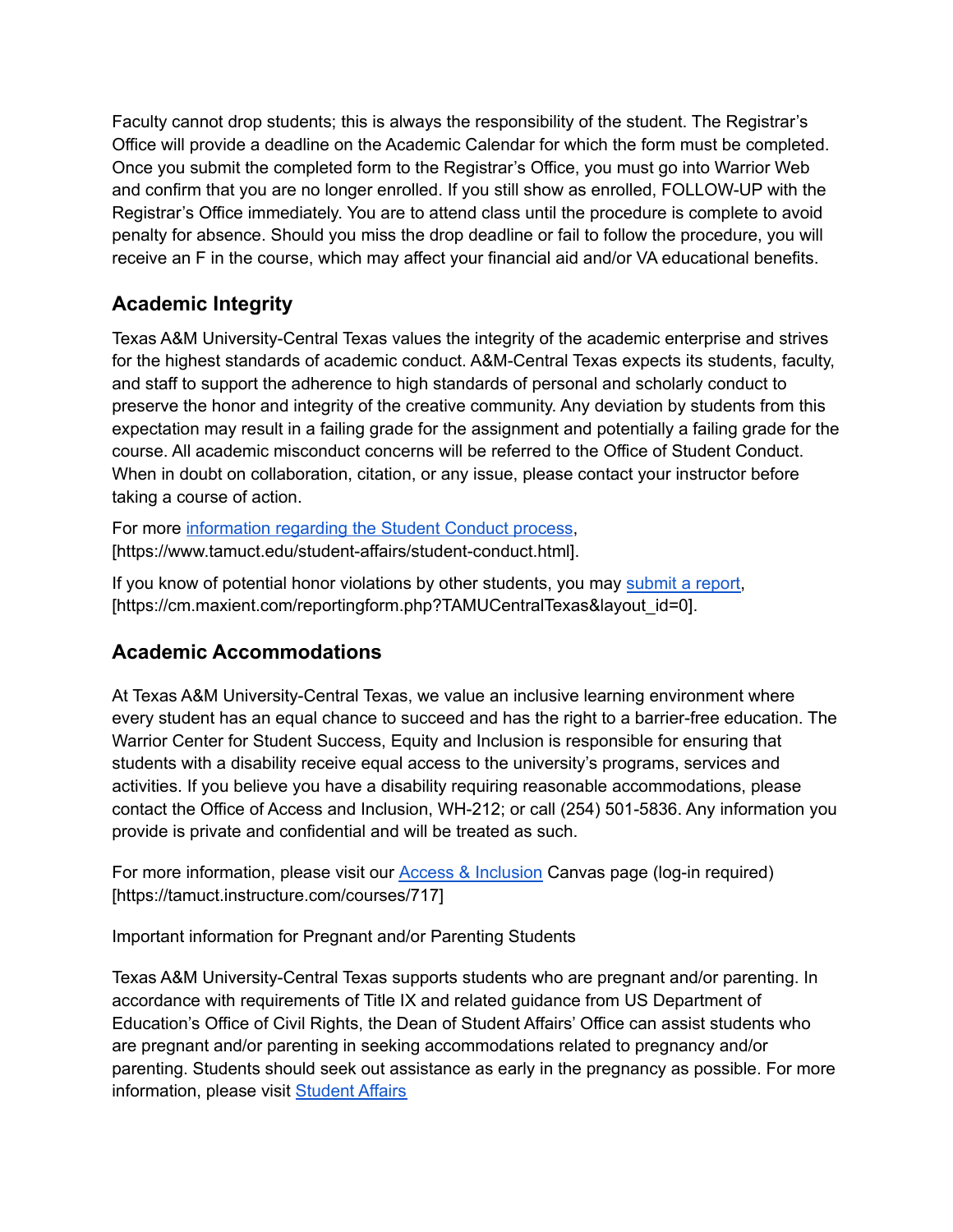Faculty cannot drop students; this is always the responsibility of the student. The Registrar's Office will provide a deadline on the Academic Calendar for which the form must be completed. Once you submit the completed form to the Registrar's Office, you must go into Warrior Web and confirm that you are no longer enrolled. If you still show as enrolled, FOLLOW-UP with the Registrar's Office immediately. You are to attend class until the procedure is complete to avoid penalty for absence. Should you miss the drop deadline or fail to follow the procedure, you will receive an F in the course, which may affect your financial aid and/or VA educational benefits.

## Academic Integrity

Texas A&M University-Central Texas values the integrity of the academic enterprise and strives for the highest standards of academic conduct. A&M-Central Texas expects its students, faculty, and staff to support the adherence to high standards of personal and scholarly conduct to preserve the honor and integrity of the creative community. Any deviation by students from this expectation may result in a failing grade for the assignment and potentially a failing grade for the course. All academic misconduct concerns will be referred to the Office of Student Conduct. When in doubt on collaboration, citation, or any issue, please contact your instructor before taking a course of action.

For more information regarding the Student Conduct process, [https://www.tamuct.edu/student-affairs/student-conduct.html].

If you know of potential honor violations by other students, you may submit a report, [https://cm.maxient.com/reportingform.php?TAMUCentralTexas&layout_id=0].

## Academic Accommodations

At Texas A&M University-Central Texas, we value an inclusive learning environment where every student has an equal chance to succeed and has the right to a barrier-free education. The Warrior Center for Student Success, Equity and Inclusion is responsible for ensuring that students with a disability receive equal access to the university's programs, services and activities. If you believe you have a disability requiring reasonable accommodations, please contact the Office of Access and Inclusion, WH-212; or call (254) 501-5836. Any information you provide is private and confidential and will be treated as such.

For more information, please visit our Access & Inclusion Canvas page (log-in required) [https://tamuct.instructure.com/courses/717]

Important information for Pregnant and/or Parenting Students

Texas A&M University-Central Texas supports students who are pregnant and/or parenting. In accordance with requirements of Title IX and related guidance from US Department of Education's Office of Civil Rights, the Dean of Student Affairs' Office can assist students who are pregnant and/or parenting in seeking accommodations related to pregnancy and/or parenting. Students should seek out assistance as early in the pregnancy as possible. For more information, please visit Student Affairs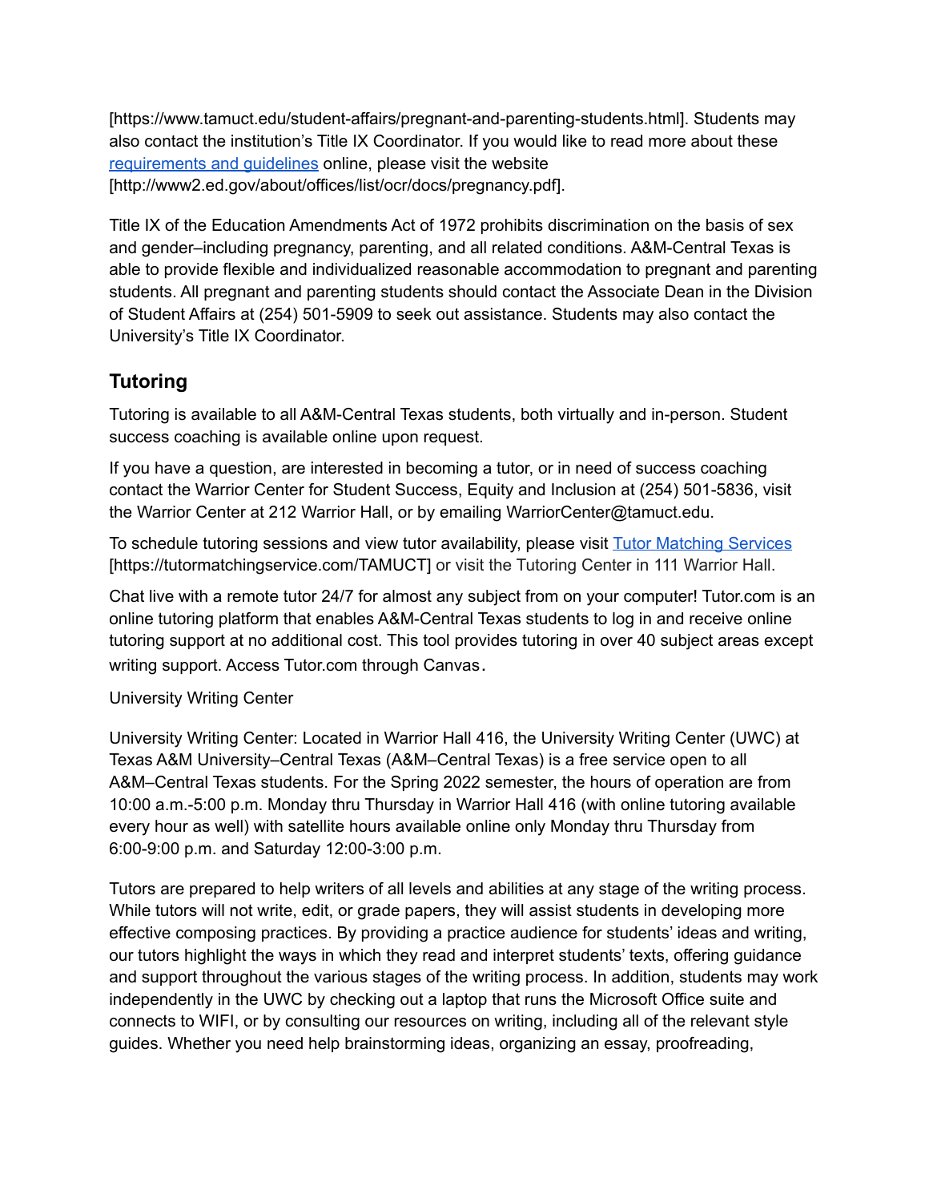[https://www.tamuct.edu/student-affairs/pregnant-and-parenting-students.html]. Students may also contact the institution's Title IX Coordinator. If you would like to read more about these [requirements and guidelines](http://www2.ed.gov/about/offices/list/ocr/docs/pregnancy.pdf) online, please visit the website [http://www2.ed.gov/about/offices/list/ocr/docs/pregnancy.pdf].

Title IX of the Education Amendments Act of 1972 prohibits discrimination on the basis of sex and gender–including pregnancy, parenting, and all related conditions. A&M-Central Texas is able to provide flexible and individualized reasonable accommodation to pregnant and parenting students. All pregnant and parenting students should contact the Associate Dean in the Division of Student Affairs at (254) 501-5909 to seek out assistance. Students may also contact the University's Title IX Coordinator.

## Tutoring

Tutoring is available to all A&M-Central Texas students, both virtually and in-person. Student success coaching is available online upon request.

If you have a question, are interested in becoming a tutor, or in need of success coaching contact the Warrior Center for Student Success, Equity and Inclusion at (254) 501-5836, visit the Warrior Center at 212 Warrior Hall, or by emailing WarriorCenter@tamuct.edu.

To schedule tutoring sessions and view tutor availability, please visit [Tutor Matching Services](https://tutormatchingservice.com/TAMUCT) [https://tutormatchingservice.com/TAMUCT] or visit the Tutoring Center in 111 Warrior Hall.

Chat live with a remote tutor 24/7 for almost any subject from on your computer! Tutor.com is an online tutoring platform that enables A&M-Central Texas students to log in and receive online tutoring support at no additional cost. This tool provides tutoring in over 40 subject areas except writing support. Access Tutor.com through Canvas.

University Writing Center

University Writing Center: Located in Warrior Hall 416, the University Writing Center (UWC) at Texas A&M University–Central Texas (A&M–Central Texas) is a free service open to all A&M–Central Texas students. For the Spring 2022 semester, the hours of operation are from 10:00 a.m.-5:00 p.m. Monday thru Thursday in Warrior Hall 416 (with online tutoring available every hour as well) with satellite hours available online only Monday thru Thursday from 6:00-9:00 p.m. and Saturday 12:00-3:00 p.m.

Tutors are prepared to help writers of all levels and abilities at any stage of the writing process. While tutors will not write, edit, or grade papers, they will assist students in developing more effective composing practices. By providing a practice audience for students' ideas and writing, our tutors highlight the ways in which they read and interpret students' texts, offering guidance and support throughout the various stages of the writing process. In addition, students may work independently in the UWC by checking out a laptop that runs the Microsoft Office suite and connects to WIFI, or by consulting our resources on writing, including all of the relevant style guides. Whether you need help brainstorming ideas, organizing an essay, proofreading,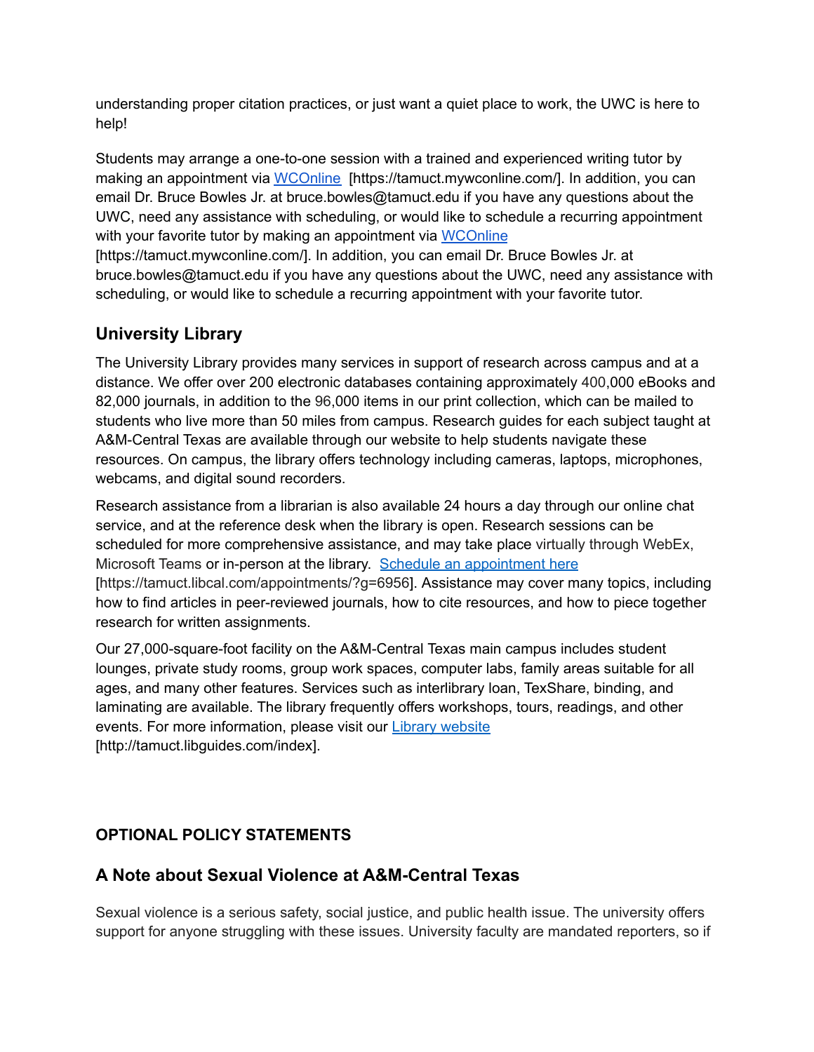understanding proper citation practices, or just want a quiet place to work, the UWC is here to help!

Students may arrange a one-to-one session with a trained and experienced writing tutor by making an appointment via [WCOnline](https://tamuct.mywconline.com/) [https://tamuct.mywconline.com/]. In addition, you can email Dr. Bruce Bowles Jr. at bruce.bowles@tamuct.edu if you have any questions about the UWC, need any assistance with scheduling, or would like to schedule a recurring appointment with your favorite tutor by making an appointment via [WCOnline](https://tamuct.mywconline.com/) [https://tamuct.mywconline.com/]. In addition, you can email Dr. Bruce Bowles Jr. at bruce.bowles@tamuct.edu if you have any questions about the UWC, need any assistance with scheduling, or would like to schedule a recurring appointment with your favorite tutor.

## University Library

The University Library provides many services in support of research across campus and at a distance. We offer over 200 electronic databases containing approximately 400,000 eBooks and 82,000 journals, in addition to the 96,000 items in our print collection, which can be mailed to students who live more than 50 miles from campus. Research guides for each subject taught at A&M-Central Texas are available through our website to help students navigate these resources. On campus, the library offers technology including cameras, laptops, microphones, webcams, and digital sound recorders.

Research assistance from a librarian is also available 24 hours a day through our online chat service, and at the reference desk when the library is open. Research sessions can be scheduled for more comprehensive assistance, and may take place virtually through WebEx, Microsoft Teams or in-person at the library. [Schedule an appointment here](https://tamuct.libcal.com/appointments/?g=6956) [https://tamuct.libcal.com/appointments/?g=6956]. Assistance may cover many topics, including how to find articles in peer-reviewed journals, how to cite resources, and how to piece together research for written assignments.

Our 27,000-square-foot facility on the A&M-Central Texas main campus includes student lounges, private study rooms, group work spaces, computer labs, family areas suitable for all ages, and many other features. Services such as interlibrary loan, TexShare, binding, and laminating are available. The library frequently offers workshops, tours, readings, and other events. For more information, please visit our [Library website](http://tamuct.libguides.com/index) [http://tamuct.libguides.com/index].

**OPTIONAL POLICY STATEMENTS**

## A Note about Sexual Violence at A&M-Central Texas

Sexual violence is a serious safety, social justice, and public health issue. The university offers support for anyone struggling with these issues. University faculty are mandated reporters, so if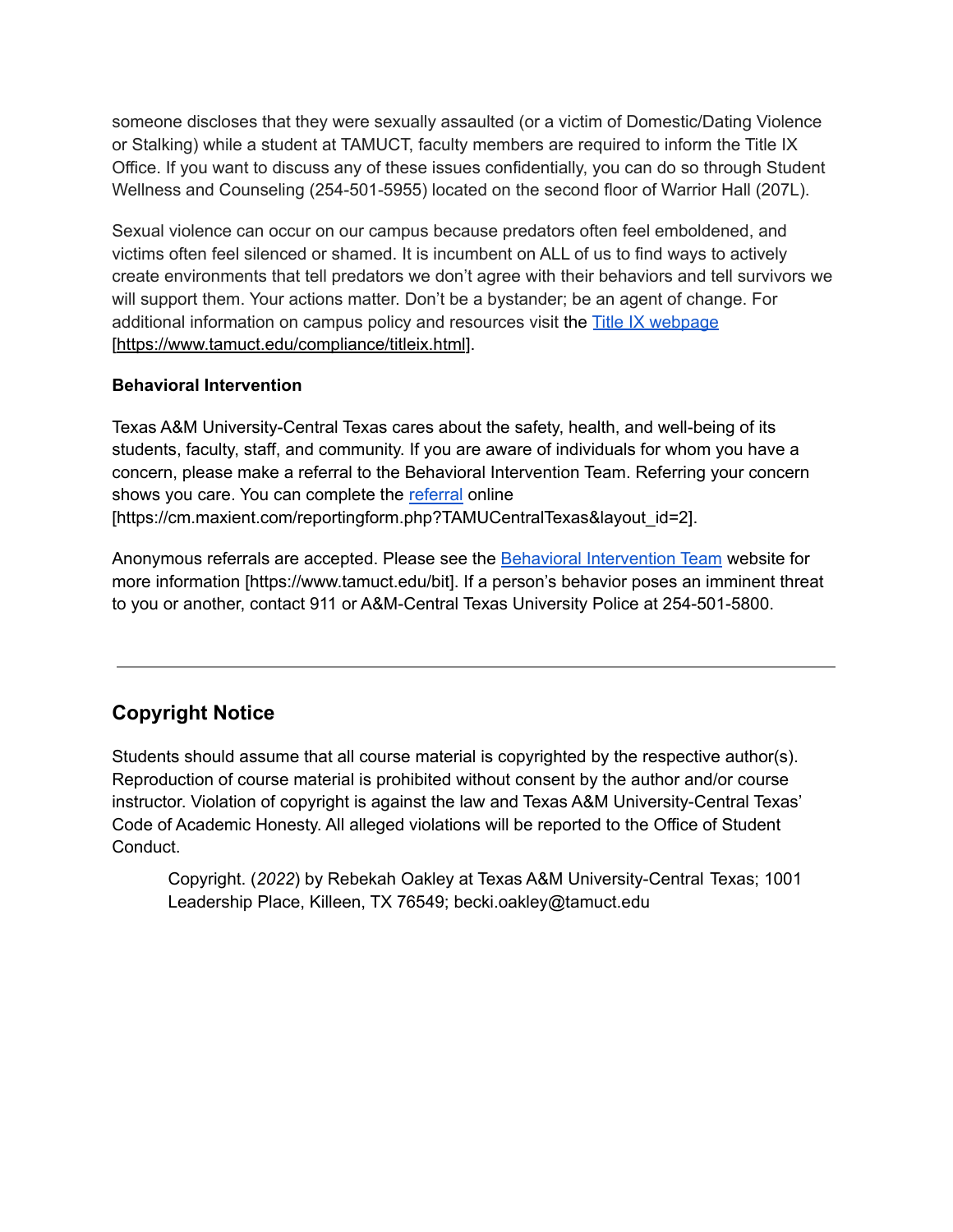someone discloses that they were sexually assaulted (or a victim of Domestic/Dating Violence or Stalking) while a student at TAMUCT, faculty members are required to inform the Title IX Office. If you want to discuss any of these issues confidentially, you can do so through Student Wellness and Counseling (254-501-5955) located on the second floor of Warrior Hall (207L).

Sexual violence can occur on our campus because predators often feel emboldened, and victims often feel silenced or shamed. It is incumbent on ALL of us to find ways to actively create environments that tell predators we don't agree with their behaviors and tell survivors we will support them. Your actions matter. Don't be a bystander; be an agent of change. For additional information on campus policy and resources visit the [Title IX webpage](https://www.tamuct.edu/compliance/titleix.html) [https://www.tamuct.edu/compliance/titleix.html].

**Behavioral Intervention**

Texas A&M University-Central Texas cares about the safety, health, and well-being of its students, faculty, staff, and community. If you are aware of individuals for whom you have a concern, please make a referral to the Behavioral Intervention Team. Referring your concern shows you care. You can complete the [referral](https://cm.maxient.com/reportingform.php?TAMUCentralTexas&layout_id=2) online [https://cm.maxient.com/reportingform.php?TAMUCentralTexas&layout_id=2].

Anonymous referrals are accepted. Please see the [Behavioral Intervention Team](https://www.tamuct.edu/bit) website for more information [https://www.tamuct.edu/bit]. If a person's behavior poses an imminent threat to you or another, contact 911 or A&M-Central Texas University Police at 254-501-5800.

---

## Copyright Notice

Students should assume that all course material is copyrighted by the respective author(s). Reproduction of course material is prohibited without consent by the author and/or course instructor. Violation of copyright is against the law and Texas A&M University-Central Texas' Code of Academic Honesty. All alleged violations will be reported to the Office of Student Conduct.

> Copyright. (*2022*) by Rebekah Oakley at Texas A&M University-Central Texas; 1001 Leadership Place, Killeen, TX 76549; becki.oakley@tamuct.edu